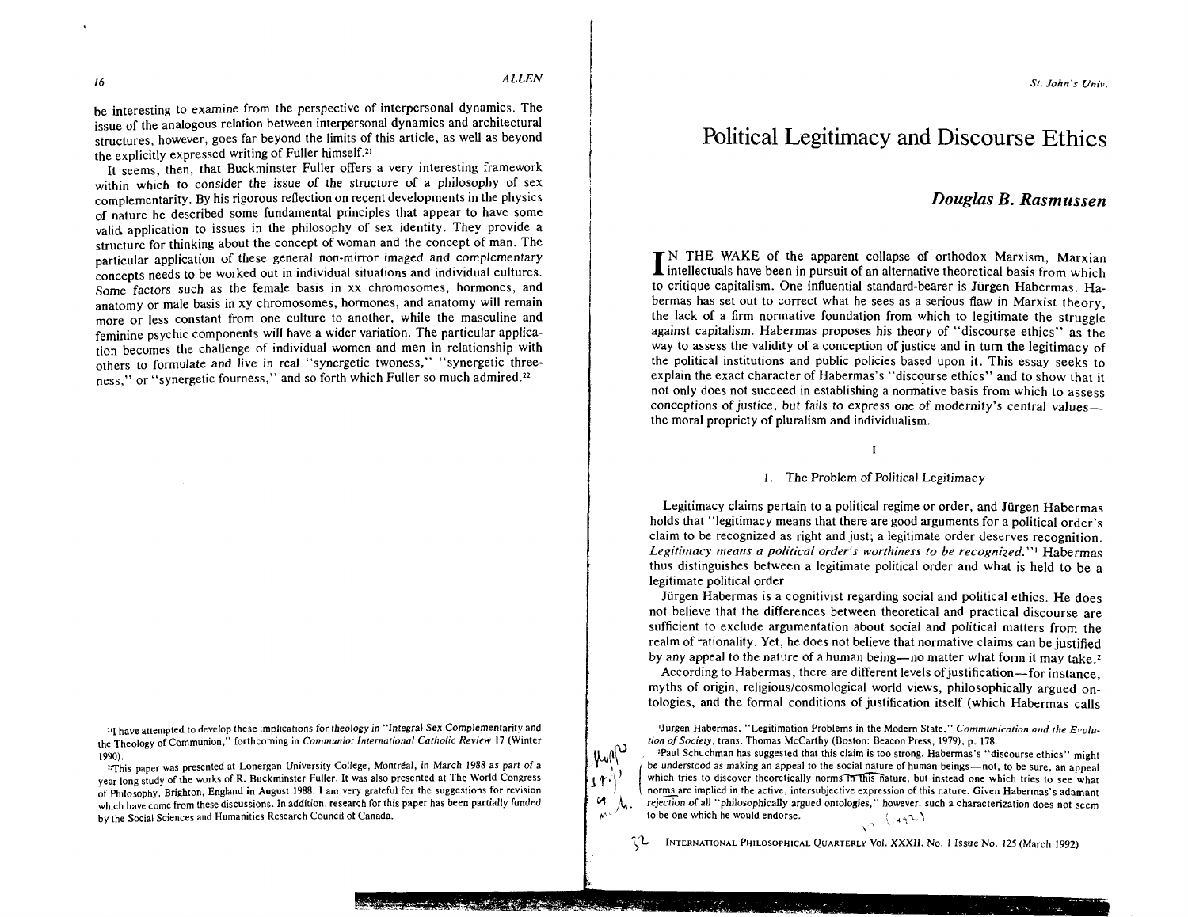be interesting to examine from the perspective of interpersonal dynamics. The issue of the analogous relation between interpersonal dynamics and architectural structures, however, goes far beyond the limits of this article, as well as beyond the explicitly expressed writing of Fuller himself.[21]

It seems, then, that Buckminster Fuller offers a very interesting framework within which to consider the issue of the structure of a philosophy of sex complementarity. By his rigorous reflection on recent developments in the physics of nature he described some fundamental principles that appear to have some valid application to issues in the philosophy of sex identity. They provide a structure for thinking about the concept of woman and the concept of man. The particular application of these general non-mirror imaged and complementary concepts needs to be worked out in individual situations and individual cultures. Some factors such as the female basis in xx chromosomes, hormones, and anatomy or male basis in xy chromosomes, hormones, and anatomy will remain more or less constant from one culture to another, while the masculine and feminine psychic components will have a wider variation. The particular application becomes the challenge of individual women and men in relationship with others to formulate and live in real "synergetic twoness," "synergetic threeness," or "synergetic fourness," and so forth which Fuller so much admired.[22]

[21] I have attempted to develop these implications for theology in "Integral Sex Complementarity and the Theology of Communion," forthcoming in *Communio: International Catholic Review* 17 (Winter 1990).

[22] This paper was presented at Lonergan University College, Montréal, in March 1988 as part of a year long study of the works of R. Buckminster Fuller. It was also presented at The World Congress of Philosophy, Brighton, England in August 1988. I am very grateful for the suggestions for revision which have come from these discussions. In addition, research for this paper has been partially funded by the Social Sciences and Humanities Research Council of Canada.

# Political Legitimacy and Discourse Ethics

### *Douglas B. Rasmussen*

IN THE WAKE of the apparent collapse of orthodox Marxism, Marxian intellectuals have been in pursuit of an alternative theoretical basis from which to critique capitalism. One influential standard-bearer is Jürgen Habermas. Habermas has set out to correct what he sees as a serious flaw in Marxist theory, the lack of a firm normative foundation from which to legitimate the struggle against capitalism. Habermas proposes his theory of "discourse ethics" as the way to assess the validity of a conception of justice and in turn the legitimacy of the political institutions and public policies based upon it. This essay seeks to explain the exact character of Habermas's "discourse ethics" and to show that it not only does not succeed in establishing a normative basis from which to assess conceptions of justice, but fails to express one of modernity's central values—the moral propriety of pluralism and individualism.

## I

### 1. The Problem of Political Legitimacy

Legitimacy claims pertain to a political regime or order, and Jürgen Habermas holds that "legitimacy means that there are good arguments for a political order's claim to be recognized as right and just; a legitimate order deserves recognition. *Legitimacy means a political order's worthiness to be recognized*."[1] Habermas thus distinguishes between a legitimate political order and what is held to be a legitimate political order.

Jürgen Habermas is a cognitivist regarding social and political ethics. He does not believe that the differences between theoretical and practical discourse are sufficient to exclude argumentation about social and political matters from the realm of rationality. Yet, he does not believe that normative claims can be justified by any appeal to the nature of a human being—no matter what form it may take.[2]

According to Habermas, there are different levels of justification—for instance, myths of origin, religious/cosmological world views, philosophically argued ontologies, and the formal conditions of justification itself (which Habermas calls

[1] Jürgen Habermas, "Legitimation Problems in the Modern State," *Communication and the Evolution of Society*, trans. Thomas McCarthy (Boston: Beacon Press, 1979), p. 178.

[2] Paul Schuchman has suggested that this claim is too strong. Habermas's "discourse ethics" might be understood as making an appeal to the social nature of human beings—not, to be sure, an appeal which tries to discover theoretically norms in this nature, but instead one which tries to see what norms are implied in the active, intersubjective expression of this nature. Given Habermas's adamant rejection of all "philosophically argued ontologies," however, such a characterization does not seem to be one which he would endorse.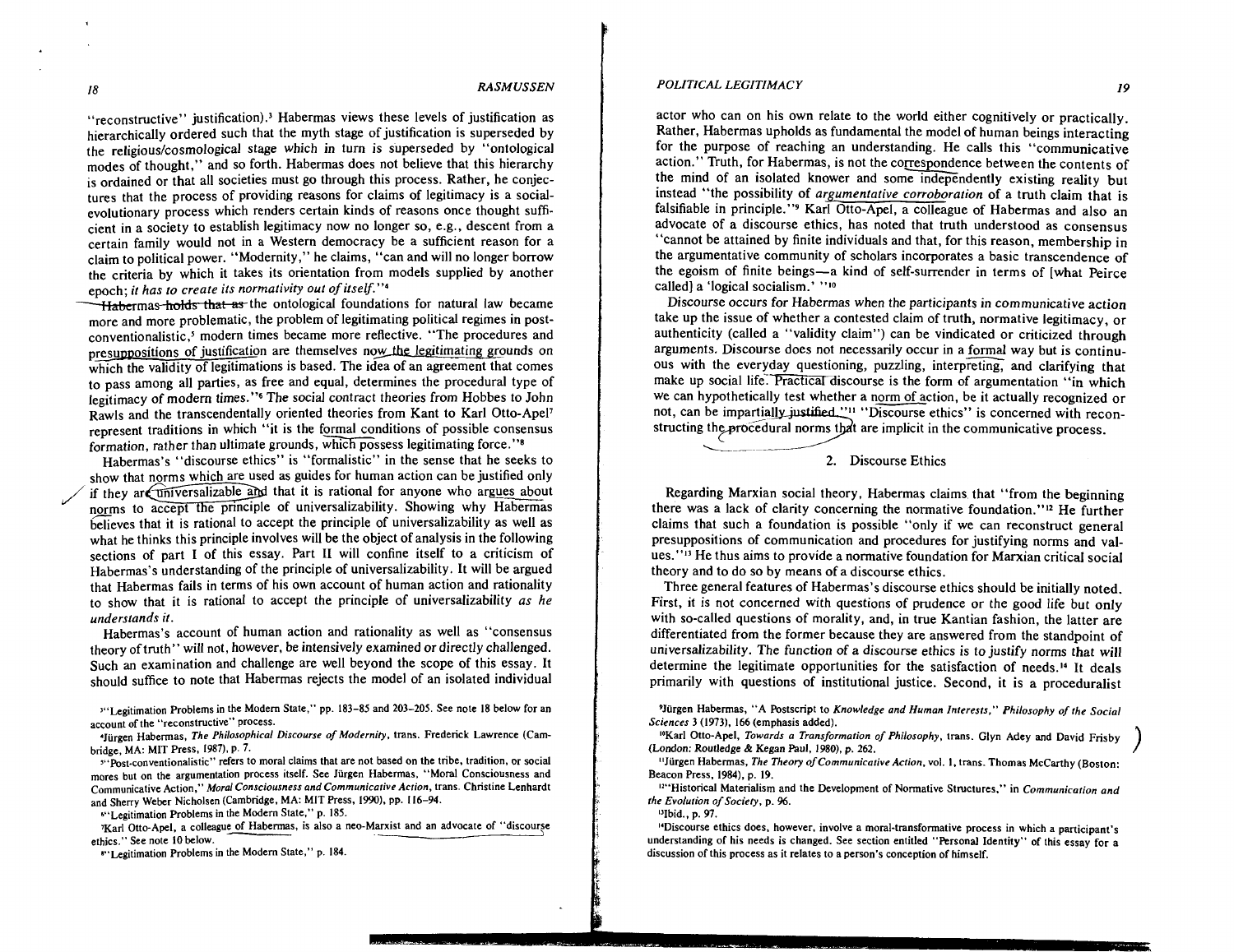"reconstructive" justification).[3] Habermas views these levels of justification as hierarchically ordered such that the myth stage of justification is superseded by the religious/cosmological stage which in turn is superseded by "ontological modes of thought," and so forth. Habermas does not believe that this hierarchy is ordained or that all societies must go through this process. Rather, he conjectures that the process of providing reasons for claims of legitimacy is a social-evolutionary process which renders certain kinds of reasons once thought sufficient in a society to establish legitimacy now no longer so, e.g., descent from a certain family would not in a Western democracy be a sufficient reason for a claim to political power. "Modernity," he claims, "can and will no longer borrow the criteria by which it takes its orientation from models supplied by another epoch; *it has to create its normativity out of itself*."[4]

~~Habermas holds that as~~ the ontological foundations for natural law became more and more problematic, the problem of legitimating political regimes in post-conventionalistic,[5] modern times became more reflective. "The procedures and presuppositions of justification are themselves now the legitimating grounds on which the validity of legitimations is based. The idea of an agreement that comes to pass among all parties, as free and equal, determines the procedural type of legitimacy of modern times."[6] The social contract theories from Hobbes to John Rawls and the transcendentally oriented theories from Kant to Karl Otto-Apel[7] represent traditions in which "it is the formal conditions of possible consensus formation, rather than ultimate grounds, which possess legitimating force."[8]

Habermas's "discourse ethics" is "formalistic" in the sense that he seeks to show that norms which are used as guides for human action can be justified only if they are universalizable and that it is rational for anyone who argues about norms to accept the principle of universalizability. Showing why Habermas believes that it is rational to accept the principle of universalizability as well as what he thinks this principle involves will be the object of analysis in the following sections of part I of this essay. Part II will confine itself to a criticism of Habermas's understanding of the principle of universalizability. It will be argued that Habermas fails in terms of his own account of human action and rationality to show that it is rational to accept the principle of universalizability *as he understands it*.

Habermas's account of human action and rationality as well as "consensus theory of truth" will not, however, be intensively examined or directly challenged. Such an examination and challenge are well beyond the scope of this essay. It should suffice to note that Habermas rejects the model of an isolated individual actor who can on his own relate to the world either cognitively or practically. Rather, Habermas upholds as fundamental the model of human beings interacting for the purpose of reaching an understanding. He calls this "communicative action." Truth, for Habermas, is not the correspondence between the contents of the mind of an isolated knower and some independently existing reality but instead "the possibility of *argumentative corroboration* of a truth claim that is falsifiable in principle."[9] Karl Otto-Apel, a colleague of Habermas and also an advocate of a discourse ethics, has noted that truth understood as consensus "cannot be attained by finite individuals and that, for this reason, membership in the argumentative community of scholars incorporates a basic transcendence of the egoism of finite beings—a kind of self-surrender in terms of [what Peirce called] a 'logical socialism.' "[10]

Discourse occurs for Habermas when the participants in communicative action take up the issue of whether a contested claim of truth, normative legitimacy, or authenticity (called a "validity claim") can be vindicated or criticized through arguments. Discourse does not necessarily occur in a formal way but is continuous with the everyday questioning, puzzling, interpreting, and clarifying that make up social life. Practical discourse is the form of argumentation "in which we can hypothetically test whether a norm of action, be it actually recognized or not, can be impartially justified."[11] "Discourse ethics" is concerned with reconstructing the procedural norms that are implicit in the communicative process.

## 2. Discourse Ethics

Regarding Marxian social theory, Habermas claims that "from the beginning there was a lack of clarity concerning the normative foundation."[12] He further claims that such a foundation is possible "only if we can reconstruct general presuppositions of communication and procedures for justifying norms and values."[13] He thus aims to provide a normative foundation for Marxian critical social theory and to do so by means of a discourse ethics.

Three general features of Habermas's discourse ethics should be initially noted. First, it is not concerned with questions of prudence or the good life but only with so-called questions of morality, and, in true Kantian fashion, the latter are differentiated from the former because they are answered from the standpoint of universalizability. The function of a discourse ethics is to justify norms that will determine the legitimate opportunities for the satisfaction of needs.[14] It deals primarily with questions of institutional justice. Second, it is a proceduralist

---

[3] "Legitimation Problems in the Modern State," pp. 183–85 and 203–205. See note 18 below for an account of the "reconstructive" process.

[4] Jürgen Habermas, *The Philosophical Discourse of Modernity*, trans. Frederick Lawrence (Cambridge, MA: MIT Press, 1987), p. 7.

[5] "Post-conventionalistic" refers to moral claims that are not based on the tribe, tradition, or social mores but on the argumentation process itself. See Jürgen Habermas, "Moral Consciousness and Communicative Action," *Moral Consciousness and Communicative Action*, trans. Christine Lenhardt and Sherry Weber Nicholsen (Cambridge, MA: MIT Press, 1990), pp. 116–94.

[6] "Legitimation Problems in the Modern State," p. 185.

[7] Karl Otto-Apel, a colleague of Habermas, is also a neo-Marxist and an advocate of "discourse ethics." See note 10 below.

[8] "Legitimation Problems in the Modern State," p. 184.

[9] Jürgen Habermas, "A Postscript to *Knowledge and Human Interests*," *Philosophy of the Social Sciences* 3 (1973), 166 (emphasis added).

[10] Karl Otto-Apel, *Towards a Transformation of Philosophy*, trans. Glyn Adey and David Frisby (London: Routledge & Kegan Paul, 1980), p. 262.

[11] Jürgen Habermas, *The Theory of Communicative Action*, vol. 1, trans. Thomas McCarthy (Boston: Beacon Press, 1984), p. 19.

[12] "Historical Materialism and the Development of Normative Structures," in *Communication and the Evolution of Society*, p. 96.

[13] Ibid., p. 97.

[14] Discourse ethics does, however, involve a moral-transformative process in which a participant's understanding of his needs is changed. See section entitled "Personal Identity" of this essay for a discussion of this process as it relates to a person's conception of himself.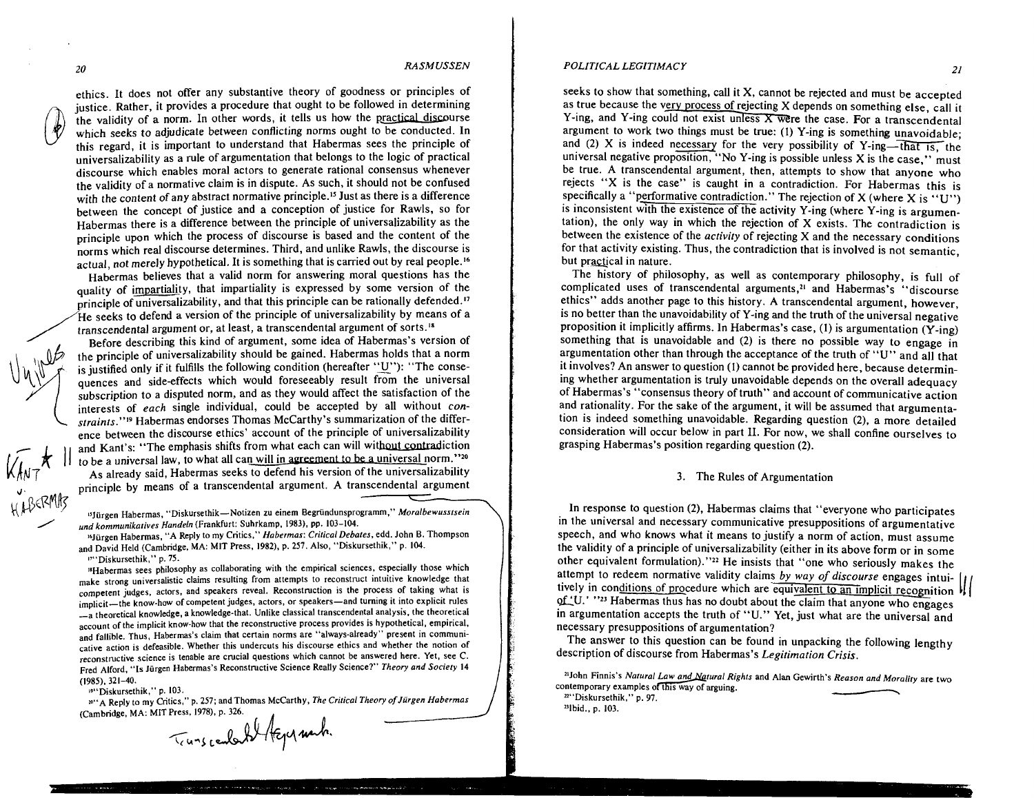ethics. It does not offer any substantive theory of goodness or principles of justice. Rather, it provides a procedure that ought to be followed in determining the validity of a norm. In other words, it tells us how the practical discourse which seeks to adjudicate between conflicting norms ought to be conducted. In this regard, it is important to understand that Habermas sees the principle of universalizability as a rule of argumentation that belongs to the logic of practical discourse which enables moral actors to generate rational consensus whenever the validity of a normative claim is in dispute. As such, it should not be confused with the *content* of any abstract normative principle.[15] Just as there is a difference between the concept of justice and a conception of justice for Rawls, so for Habermas there is a difference between the principle of universalizability as the principle upon which the process of discourse is based and the content of the norms which real discourse determines. Third, and unlike Rawls, the discourse is actual, not merely hypothetical. It is something that is carried out by real people.[16]

Habermas believes that a valid norm for answering moral questions has the quality of impartiality, that impartiality is expressed by some version of the principle of universalizability, and that this principle can be rationally defended.[17] He seeks to defend a version of the principle of universalizability by means of a transcendental argument or, at least, a transcendental argument of sorts.[18]

Before describing this kind of argument, some idea of Habermas's version of the principle of universalizability should be gained. Habermas holds that a norm is justified only if it fulfills the following condition (hereafter "U"): "The consequences and side-effects which would foreseeably result from the universal subscription to a disputed norm, and as they would affect the satisfaction of the interests of *each* single individual, could be accepted by all without *constraints*."[19] Habermas endorses Thomas McCarthy's summarization of the difference between the discourse ethics' account of the principle of universalizability and Kant's: "The emphasis shifts from what each can will without contradiction to be a universal law, to what all can will in agreement to be a universal norm."[20]

As already said, Habermas seeks to defend his version of the universalizability principle by means of a transcendental argument. A transcendental argument seeks to show that something, call it X, cannot be rejected and must be accepted as true because the very process of rejecting X depends on something else, call it Y-ing, and Y-ing could not exist unless X were the case. For a transcendental argument to work two things must be true: (1) Y-ing is something unavoidable; and (2) X is indeed necessary for the very possibility of Y-ing—that is, the universal negative proposition, "No Y-ing is possible unless X is the case," must be true. A transcendental argument, then, attempts to show that anyone who rejects "X is the case" is caught in a contradiction. For Habermas this is specifically a "performative contradiction." The rejection of X (where X is "U") is inconsistent with the existence of the activity Y-ing (where Y-ing is argumentation), the only way in which the rejection of X exists. The contradiction is between the existence of the *activity* of rejecting X and the necessary conditions for that activity existing. Thus, the contradiction that is involved is not semantic, but practical in nature.

The history of philosophy, as well as contemporary philosophy, is full of complicated uses of transcendental arguments,[21] and Habermas's "discourse ethics" adds another page to this history. A transcendental argument, however, is no better than the unavoidability of Y-ing and the truth of the universal negative proposition it implicitly affirms. In Habermas's case, (1) is argumentation (Y-ing) something that is unavoidable and (2) is there no possible way to engage in argumentation other than through the acceptance of the truth of "U" and all that it involves? An answer to question (1) cannot be provided here, because determining whether argumentation is truly unavoidable depends on the overall adequacy of Habermas's "consensus theory of truth" and account of communicative action and rationality. For the sake of the argument, it will be assumed that argumentation is indeed something unavoidable. Regarding question (2), a more detailed consideration will occur below in part II. For now, we shall confine ourselves to grasping Habermas's position regarding question (2).

### 3. The Rules of Argumentation

In response to question (2), Habermas claims that "everyone who participates in the universal and necessary communicative presuppositions of argumentative speech, and who knows what it means to justify a norm of action, must assume the validity of a principle of universalizability (either in its above form or in some other equivalent formulation)."[22] He insists that "one who seriously makes the attempt to redeem normative validity claims *by way of discourse* engages intuitively in conditions of procedure which are equivalent to an implicit recognition of 'U.' "[23] Habermas thus has no doubt about the claim that anyone who engages in argumentation accepts the truth of "U." Yet, just what are the universal and necessary presuppositions of argumentation?

The answer to this question can be found in unpacking the following lengthy description of discourse from Habermas's *Legitimation Crisis*.

---

[15] Jürgen Habermas, "Diskursethik—Notizen zu einem Begründungsprogramm," *Moralbewusstsein und kommunikatives Handeln* (Frankfurt: Suhrkamp, 1983), pp. 103–104.

[16] Jürgen Habermas, "A Reply to my Critics," *Habermas: Critical Debates*, edd. John B. Thompson and David Held (Cambridge, MA: MIT Press, 1982), p. 257. Also, "Diskursethik," p. 104.

[17] "Diskursethik," p. 75.

[18] Habermas sees philosophy as collaborating with the empirical sciences, especially those which make strong universalistic claims resulting from attempts to reconstruct intuitive knowledge that competent judges, actors, and speakers reveal. Reconstruction is the process of taking what is implicit—the know-how of competent judges, actors, or speakers—and turning it into explicit rules—a theoretical knowledge, a knowledge-that. Unlike classical transcendental analysis, the theoretical account of the implicit know-how that the reconstructive process provides is hypothetical, empirical, and fallible. Thus, Habermas's claim that certain norms are "always-already" present in communicative action is defeasible. Whether this undercuts his discourse ethics and whether the notion of reconstructive science is tenable are crucial questions which cannot be answered here. Yet, see C. Fred Alford, "Is Jürgen Habermas's Reconstructive Science Really Science?" *Theory and Society* 14 (1985), 321–40.

[19] "Diskursethik," p. 103.

[20] "A Reply to my Critics," p. 257; and Thomas McCarthy, *The Critical Theory of Jürgen Habermas* (Cambridge, MA: MIT Press, 1978), p. 326.

[21] John Finnis's *Natural Law and Natural Rights* and Alan Gewirth's *Reason and Morality* are two contemporary examples of this way of arguing.

[22] "Diskursethik," p. 97.

[23] Ibid., p. 103.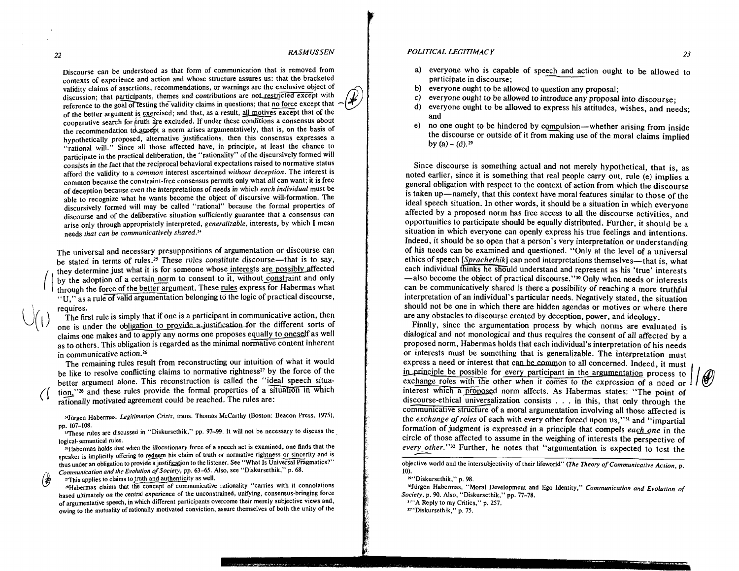Discourse can be understood as that form of communication that is removed from contexts of experience and action and whose structure assures us: that the bracketed validity claims of assertions, recommendations, or warnings are the exclusive object of discussion; that participants, themes and contributions are not restricted except with reference to the goal of testing the validity claims in questions; that no force except that of the better argument is exercised; and that, as a result, all motives except that of the cooperative search for truth are excluded. If under these conditions a consensus about the recommendation to accept a norm arises argumentatively, that is, on the basis of hypothetically proposed, alternative justifications, then this consensus expresses a "rational will." Since all those affected have, in principle, at least the chance to participate in the practical deliberation, the "rationality" of the discursively formed will consists in the fact that the reciprocal behavioral expectations raised to normative status afford the validity to a *common* interest ascertained *without deception*. The interest is common because the constraint-free consensus permits only what *all* can want; it is free of deception because even the interpretations of needs in which *each individual* must be able to recognize what he wants become the object of discursive will-formation. The discursively formed will may be called "rational" because the formal properties of discourse and of the deliberative situation sufficiently guarantee that a consensus can arise only through appropriately interpreted, *generalizable*, interests, by which I mean needs *that can be communicatively shared*.[24]

The universal and necessary presuppositions of argumentation or discourse can be stated in terms of rules.[25] These rules constitute discourse—that is to say, they determine just what it is for someone whose interests are possibly affected by the adoption of a certain norm to consent to it, without constraint and only through the force of the better argument. These rules express for Habermas what "U," as a rule of valid argumentation belonging to the logic of practical discourse, requires.

The first rule is simply that if one is a participant in communicative action, then one is under the obligation to provide a justification for the different sorts of claims one makes and to apply any norms one proposes equally to oneself as well as to others. This obligation is regarded as the minimal normative content inherent in communicative action.[26]

The remaining rules result from reconstructing our intuition of what it would be like to resolve conflicting claims to normative rightness[27] by the force of the better argument alone. This reconstruction is called the "ideal speech situation,"[28] and these rules provide the formal properties of a situation in which rationally motivated agreement could be reached. The rules are:

a) everyone who is capable of speech and action ought to be allowed to participate in discourse;
b) everyone ought to be allowed to question any proposal;
c) everyone ought to be allowed to introduce any proposal into discourse;
d) everyone ought to be allowed to express his attitudes, wishes, and needs; and
e) no one ought to be hindered by compulsion—whether arising from inside the discourse or outside of it from making use of the moral claims implied by (a) – (d).[29]

Since discourse is something actual and not merely hypothetical, that is, as noted earlier, since it is something that real people carry out, rule (e) implies a general obligation with respect to the context of action from which the discourse is taken up—namely, that this context have moral features similar to those of the ideal speech situation. In other words, it should be a situation in which everyone affected by a proposed norm has free access to all the discourse activities, and opportunities to participate should be equally distributed. Further, it should be a situation in which everyone can openly express his true feelings and intentions. Indeed, it should be so open that a person's very interpretation or understanding of his needs can be examined and questioned. "Only at the level of a universal ethics of speech [*Sprachethik*] can need interpretations themselves—that is, what each individual thinks he should understand and represent as his 'true' interests—also become the object of practical discourse."[30] Only when needs or interests can be communicatively shared is there a possibility of reaching a more truthful interpretation of an individual's particular needs. Negatively stated, the situation should not be one in which there are hidden agendas or motives or where there are any obstacles to discourse created by deception, power, and ideology.

Finally, since the argumentation process by which norms are evaluated is dialogical and not monological and thus requires the consent of all affected by a proposed norm, Habermas holds that each individual's interpretation of his needs or interests must be something that is generalizable. The interpretation must express a need or interest that can be common to all concerned. Indeed, it must in principle be possible for every participant in the argumentation process to exchange roles with the other when it comes to the expression of a need or interest which a proposed norm affects. As Habermas states: "The point of discourse-ethical universalization consists . . . in this, that only through the communicative structure of a moral argumentation involving all those affected is the *exchange of roles* of each with every other forced upon us,"[31] and "impartial formation of judgment is expressed in a principle that compels *each one* in the circle of those affected to assume in the weighing of interests the perspective of *every other*."[32] Further, he notes that "argumentation is expected to test the

---

[24] Jürgen Habermas, *Legitimation Crisis*, trans. Thomas McCarthy (Boston: Beacon Press, 1975), pp. 107–108.

[25] These rules are discussed in "Diskursethik," pp. 97–99. It will not be necessary to discuss the logical-semantical rules.

[26] Habermas holds that when the illocutionary force of a speech act is examined, one finds that the speaker is implicitly offering to redeem his claim of truth or normative rightness or sincerity and is thus under an obligation to provide a justification to the listener. See "What Is Universal Pragmatics?" *Communication and the Evolution of Society*, pp. 63–65. Also, see "Diskursethik," p. 68.

[27] This applies to claims to truth and authenticity as well.

[28] Habermas claims that the concept of communicative rationality "carries with it connotations based ultimately on the central experience of the unconstrained, unifying, consensus-bringing force of argumentative speech, in which different participants overcome their merely subjective views and, owing to the mutuality of rationally motivated conviction, assure themselves of both the unity of the objective world and the intersubjectivity of their lifeworld" (*The Theory of Communicative Action*, p. 10).

[29] "Diskursethik," p. 98.

[30] Jürgen Habermas, "Moral Development and Ego Identity," *Communication and Evolution of Society*, p. 90. Also, "Diskursethik," pp. 77–78.

[31] "A Reply to my Critics," p. 257.

[32] "Diskursethik," p. 75.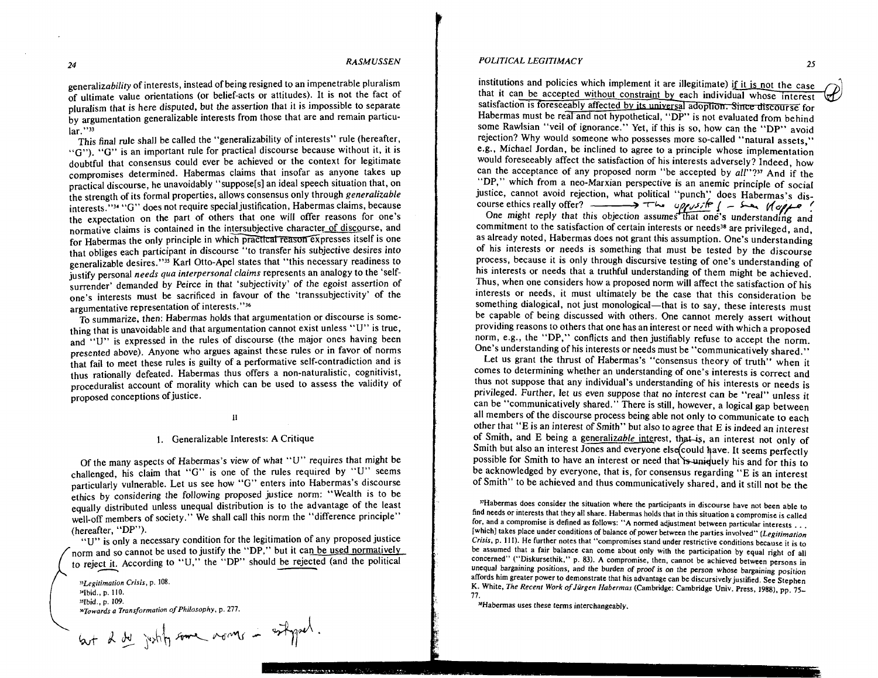generaliz*ability* of interests, instead of being resigned to an impenetrable pluralism of ultimate value orientations (or belief-acts or attitudes). It is not the fact of pluralism that is here disputed, but the assertion that it is impossible to separate by argumentation generalizable interests from those that are and remain particular."[33]

This final rule shall be called the "generalizability of interests" rule (hereafter, "G"). "G" is an important rule for practical discourse because without it, it is doubtful that consensus could ever be achieved or the context for legitimate compromises determined. Habermas claims that insofar as anyone takes up practical discourse, he unavoidably "suppose[s] an ideal speech situation that, on the strength of its formal properties, allows consensus only through *generalizable* interests."[34] "G" does not require special justification, Habermas claims, because the expectation on the part of others that one will offer reasons for one's normative claims is contained in the intersubjective character of discourse, and for Habermas the only principle in which practical reason expresses itself is one that obliges each participant in discourse "to transfer his subjective desires into generalizable desires."[35] Karl Otto-Apel states that "this necessary readiness to justify personal *needs qua interpersonal claims* represents an analogy to the 'self-surrender' demanded by Peirce in that 'subjectivity' of the egoist assertion of one's interests must be sacrificed in favour of the 'transsubjectivity' of the argumentative representation of interests."[36]

To summarize, then: Habermas holds that argumentation or discourse is something that is unavoidable and that argumentation cannot exist unless "U" is true, and "U" is expressed in the rules of discourse (the major ones having been presented above). Anyone who argues against these rules or in favor of norms that fail to meet these rules is guilty of a performative self-contradiction and is thus rationally defeated. Habermas thus offers a non-naturalistic, cognitivist, proceduralist account of morality which can be used to assess the validity of proposed conceptions of justice.

## II

### 1. Generalizable Interests: A Critique

Of the many aspects of Habermas's view of what "U" requires that might be challenged, his claim that "G" is one of the rules required by "U" seems particularly vulnerable. Let us see how "G" enters into Habermas's discourse ethics by considering the following proposed justice norm: "Wealth is to be equally distributed unless unequal distribution is to the advantage of the least well-off members of society." We shall call this norm the "difference principle" (hereafter, "DP").

"U" is only a necessary condition for the legitimation of any proposed justice norm and so cannot be used to justify the "DP," but it can be used normatively to reject it. According to "U," the "DP" should be rejected (and the political institutions and policies which implement it are illegitimate) if it is not the case that it can be accepted without constraint by each individual whose interest satisfaction is foreseeably affected by its universal adoption. Since discourse for Habermas must be real and not hypothetical, "DP" is not evaluated from behind some Rawlsian "veil of ignorance." Yet, if this is so, how can the "DP" avoid rejection? Why would someone who possesses more so-called "natural assets," e.g., Michael Jordan, be inclined to agree to a principle whose implementation would foreseeably affect the satisfaction of his interests adversely? Indeed, how can the acceptance of any proposed norm "be accepted by *all*"?[37] And if the "DP," which from a neo-Marxian perspective is an anemic principle of social justice, cannot avoid rejection, what political "punch" does Habermas's discourse ethics really offer?

One might reply that this objection assumes that one's understanding and commitment to the satisfaction of certain interests or needs[38] are privileged, and, as already noted, Habermas does not grant this assumption. One's understanding of his interests or needs is something that must be tested by the discourse process, because it is only through discursive testing of one's understanding of his interests or needs that a truthful understanding of them might be achieved. Thus, when one considers how a proposed norm will affect the satisfaction of his interests or needs, it must ultimately be the case that this consideration be something dialogical, not just monological—that is to say, these interests must be capable of being discussed with others. One cannot merely assert without providing reasons to others that one has an interest or need with which a proposed norm, e.g., the "DP," conflicts and then justifiably refuse to accept the norm. One's understanding of his interests or needs must be "communicatively shared."

Let us grant the thrust of Habermas's "consensus theory of truth" when it comes to determining whether an understanding of one's interests is correct and thus not suppose that any individual's understanding of his interests or needs is privileged. Further, let us even suppose that no interest can be "real" unless it can be "communicatively shared." There is still, however, a logical gap between all members of the discourse process being able not only to communicate to each other that "E is an interest of Smith" but also to agree that E is indeed an interest of Smith, and E being a generaliz*able* interest, that is, an interest not only of Smith but also an interest Jones and everyone else could have. It seems perfectly possible for Smith to have an interest or need that is uniquely his and for this to be acknowledged by everyone, that is, for consensus regarding "E is an interest of Smith" to be achieved and thus communicatively shared, and it still not be the

[33] *Legitimation Crisis*, p. 108.

[34] Ibid., p. 110.

[35] Ibid., p. 109.

[36] *Towards a Transformation of Philosophy*, p. 277.

[37] Habermas does consider the situation where the participants in discourse have not been able to find needs or interests that they all share. Habermas holds that in this situation a compromise is called for, and a compromise is defined as follows: "A normed adjustment between particular interests . . . [which] takes place under conditions of balance of power between the parties involved" (*Legitimation Crisis*, p. 111). He further notes that "compromises stand under restrictive conditions because it is to be assumed that a fair balance can come about only with the participation by equal right of all concerned" ("Diskursethik," p. 83). A compromise, then, cannot be achieved between persons in unequal bargaining positions, and the burden of proof is on the person whose bargaining position affords him greater power to demonstrate that his advantage can be discursively justified. See Stephen K. White, *The Recent Work of Jürgen Habermas* (Cambridge: Cambridge Univ. Press, 1988), pp. 75–77.

[38] Habermas uses these terms interchangeably.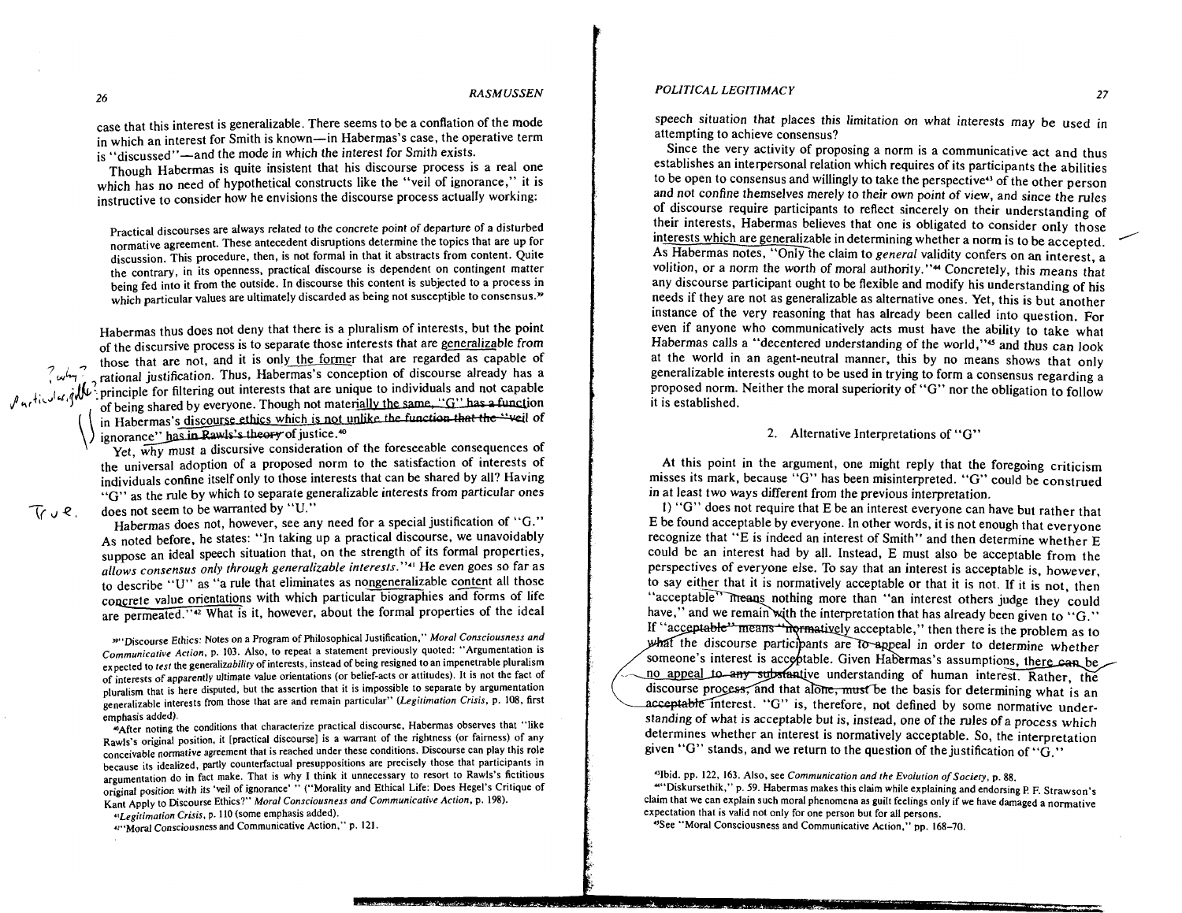case that this interest is generalizable. There seems to be a conflation of the mode in which an interest for Smith is known—in Habermas's case, the operative term is "discussed"—and the mode in which the interest for Smith exists.

Though Habermas is quite insistent that his discourse process is a real one which has no need of hypothetical constructs like the "veil of ignorance," it is instructive to consider how he envisions the discourse process actually working:

> Practical discourses are always related to the concrete point of departure of a disturbed normative agreement. These antecedent disruptions determine the topics that are up for discussion. This procedure, then, is not formal in that it abstracts from content. Quite the contrary, in its openness, practical discourse is dependent on contingent matter being fed into it from the outside. In discourse this content is subjected to a process in which particular values are ultimately discarded as being not susceptible to consensus.[39]

Habermas thus does not deny that there is a pluralism of interests, but the point of the discursive process is to separate those interests that are generalizable from those that are not, and it is only the former that are regarded as capable of rational justification. Thus, Habermas's conception of discourse already has a principle for filtering out interests that are unique to individuals and not capable of being shared by everyone. Though not materially the same, "G" has a function in Habermas's discourse ethics which is not unlike the function that the "veil of ignorance" has in Rawls's theory of justice.[40]

Yet, why must a discursive consideration of the foreseeable consequences of the universal adoption of a proposed norm to the satisfaction of interests of individuals confine itself only to those interests that can be shared by all? Having "G" as the rule by which to separate generalizable interests from particular ones does not seem to be warranted by "U."

Habermas does not, however, see any need for a special justification of "G." As noted before, he states: "In taking up a practical discourse, we unavoidably suppose an ideal speech situation that, on the strength of its formal properties, *allows consensus only through generalizable interests*."[41] He even goes so far as to describe "U" as "a rule that eliminates as nongeneralizable content all those concrete value orientations with which particular biographies and forms of life are permeated."[42] What is it, however, about the formal properties of the ideal speech situation that places this limitation on what interests may be used in attempting to achieve consensus?

Since the very activity of proposing a norm is a communicative act and thus establishes an interpersonal relation which requires of its participants the abilities to be open to consensus and willingly to take the perspective[43] of the other person and not confine themselves merely to their own point of view, and since the rules of discourse require participants to reflect sincerely on their understanding of their interests, Habermas believes that one is obligated to consider only those interests which are generalizable in determining whether a norm is to be accepted. As Habermas notes, "Only the claim to *general* validity confers on an interest, a volition, or a norm the worth of moral authority."[44] Concretely, this means that any discourse participant ought to be flexible and modify his understanding of his needs if they are not as generalizable as alternative ones. Yet, this is but another instance of the very reasoning that has already been called into question. For even if anyone who communicatively acts must have the ability to take what Habermas calls a "decentered understanding of the world,"[45] and thus can look at the world in an agent-neutral manner, this by no means shows that only generalizable interests ought to be used in trying to form a consensus regarding a proposed norm. Neither the moral superiority of "G" nor the obligation to follow it is established.

### 2. Alternative Interpretations of "G"

At this point in the argument, one might reply that the foregoing criticism misses its mark, because "G" has been misinterpreted. "G" could be construed in at least two ways different from the previous interpretation.

1) "G" does not require that E be an interest everyone can have but rather that E be found acceptable by everyone. In other words, it is not enough that everyone recognize that "E is indeed an interest of Smith" and then determine whether E could be an interest had by all. Instead, E must also be acceptable from the perspectives of everyone else. To say that an interest is acceptable is, however, to say either that it is normatively acceptable or that it is not. If it is not, then "acceptable" means nothing more than "an interest others judge they could have," and we remain with the interpretation that has already been given to "G." If "acceptable" means "normatively acceptable," then there is the problem as to what the discourse participants are to appeal in order to determine whether someone's interest is acceptable. Given Habermas's assumptions, there can be no appeal to any substantive understanding of human interest. Rather, the discourse process, and that alone, must be the basis for determining what is an acceptable interest. "G" is, therefore, not defined by some normative understanding of what is acceptable but is, instead, one of the rules of a process which determines whether an interest is normatively acceptable. So, the interpretation given "G" stands, and we return to the question of the justification of "G."

---

[39]"Discourse Ethics: Notes on a Program of Philosophical Justification," *Moral Consciousness and Communicative Action*, p. 103. Also, to repeat a statement previously quoted: "Argumentation is expected to *test* the generaliz*ability* of interests, instead of being resigned to an impenetrable pluralism of interests of apparently ultimate value orientations (or belief-acts or attitudes). It is not the fact of pluralism that is here disputed, but the assertion that it is impossible to separate by argumentation generalizable interests from those that are and remain particular" (*Legitimation Crisis*, p. 108, first emphasis added).

[40]After noting the conditions that characterize practical discourse, Habermas observes that "like Rawls's original position, it [practical discourse] is a warrant of the rightness (or fairness) of any conceivable normative agreement that is reached under these conditions. Discourse can play this role because its idealized, partly counterfactual presuppositions are precisely those that participants in argumentation do in fact make. That is why I think it unnecessary to resort to Rawls's fictitious original position with its 'veil of ignorance' " ("Morality and Ethical Life: Does Hegel's Critique of Kant Apply to Discourse Ethics?" *Moral Consciousness and Communicative Action*, p. 198).

[41]*Legitimation Crisis*, p. 110 (some emphasis added).

[42]"Moral Consciousness and Communicative Action," p. 121.

[43]Ibid. pp. 122, 163. Also, see *Communication and the Evolution of Society*, p. 88.

[44]"Diskursethik," p. 59. Habermas makes this claim while explaining and endorsing P. F. Strawson's claim that we can explain such moral phenomena as guilt feelings only if we have damaged a normative expectation that is valid not only for one person but for all persons.

[45]See "Moral Consciousness and Communicative Action," pp. 168–70.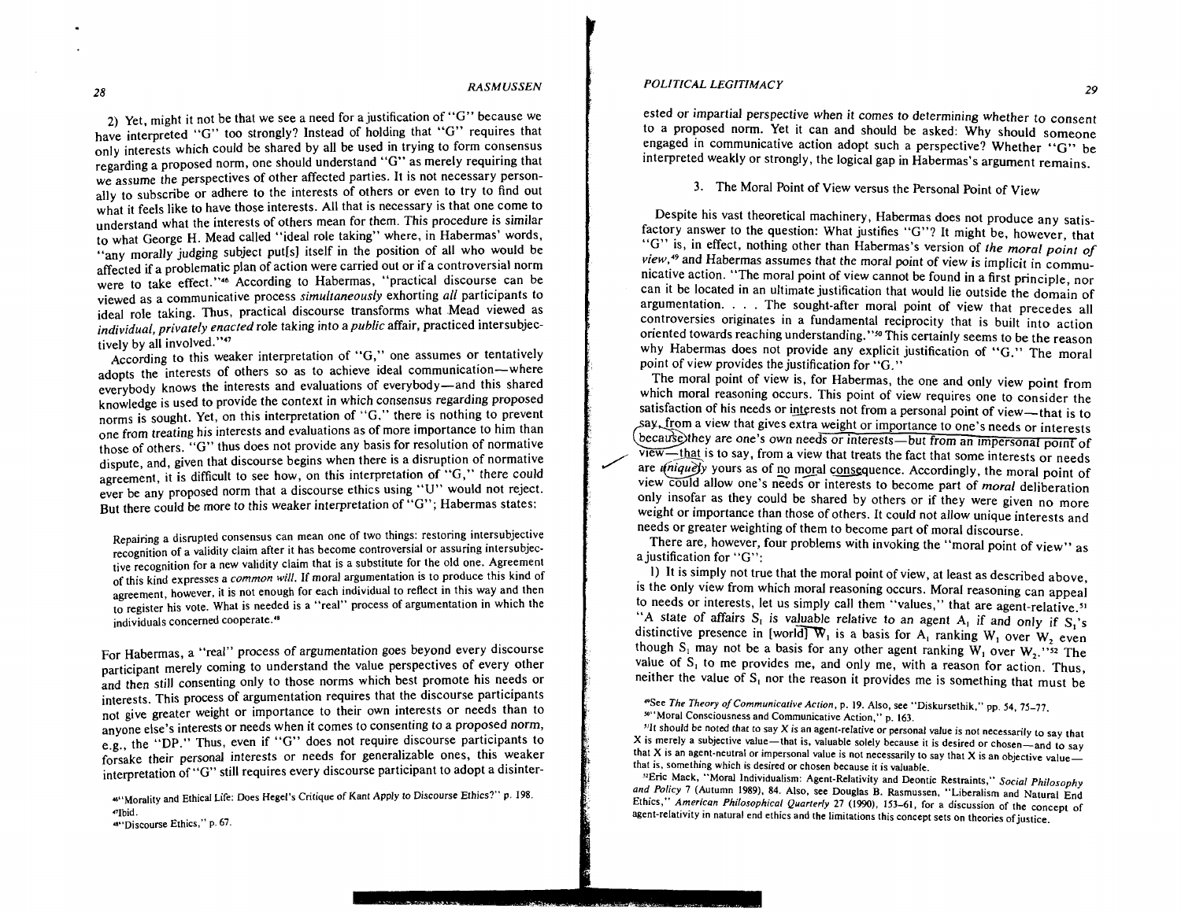2) Yet, might it not be that we see a need for a justification of "G" because we have interpreted "G" too strongly? Instead of holding that "G" requires that only interests which could be shared by all be used in trying to form consensus regarding a proposed norm, one should understand "G" as merely requiring that we assume the perspectives of other affected parties. It is not necessary personally to subscribe or adhere to the interests of others or even to try to find out what it feels like to have those interests. All that is necessary is that one come to understand what the interests of others mean for them. This procedure is similar to what George H. Mead called "ideal role taking" where, in Habermas' words, "any morally judging subject put[s] itself in the position of all who would be affected if a problematic plan of action were carried out or if a controversial norm were to take effect."[46] According to Habermas, "practical discourse can be viewed as a communicative process *simultaneously* exhorting *all* participants to ideal role taking. Thus, practical discourse transforms what Mead viewed as *individual, privately enacted* role taking into a *public* affair, practiced intersubjectively by all involved."[47]

According to this weaker interpretation of "G," one assumes or tentatively adopts the interests of others so as to achieve ideal communication—where everybody knows the interests and evaluations of everybody—and this shared knowledge is used to provide the context in which consensus regarding proposed norms is sought. Yet, on this interpretation of "G," there is nothing to prevent one from treating his interests and evaluations as of more importance to him than those of others. "G" thus does not provide any basis for resolution of normative dispute, and, given that discourse begins when there is a disruption of normative agreement, it is difficult to see how, on this interpretation of "G," there could ever be any proposed norm that a discourse ethics using "U" would not reject. But there could be more to this weaker interpretation of "G"; Habermas states:

> Repairing a disrupted consensus can mean one of two things: restoring intersubjective recognition of a validity claim after it has become controversial or assuring intersubjective recognition for a new validity claim that is a substitute for the old one. Agreement of this kind expresses a *common will*. If moral argumentation is to produce this kind of agreement, however, it is not enough for each individual to reflect in this way and then to register his vote. What is needed is a "real" process of argumentation in which the individuals concerned cooperate.[48]

For Habermas, a "real" process of argumentation goes beyond every discourse participant merely coming to understand the value perspectives of every other and then still consenting only to those norms which best promote his needs or interests. This process of argumentation requires that the discourse participants not give greater weight or importance to their own interests or needs than to anyone else's interests or needs when it comes to consenting to a proposed norm, e.g., the "DP." Thus, even if "G" does not require discourse participants to forsake their personal interests or needs for generalizable ones, this weaker interpretation of "G" still requires every discourse participant to adopt a disinterested or impartial perspective when it comes to determining whether to consent to a proposed norm. Yet it can and should be asked: Why should someone engaged in communicative action adopt such a perspective? Whether "G" be interpreted weakly or strongly, the logical gap in Habermas's argument remains.

### 3. The Moral Point of View versus the Personal Point of View

Despite his vast theoretical machinery, Habermas does not produce any satisfactory answer to the question: What justifies "G"? It might be, however, that "G" is, in effect, nothing other than Habermas's version of *the moral point of view*,[49] and Habermas assumes that the moral point of view is implicit in communicative action. "The moral point of view cannot be found in a first principle, nor can it be located in an ultimate justification that would lie outside the domain of argumentation. . . . The sought-after moral point of view that precedes all controversies originates in a fundamental reciprocity that is built into action oriented towards reaching understanding."[50] This certainly seems to be the reason why Habermas does not provide any explicit justification of "G." The moral point of view provides the justification for "G."

The moral point of view is, for Habermas, the one and only view point from which moral reasoning occurs. This point of view requires one to consider the satisfaction of his needs or interests not from a personal point of view—that is to say, from a view that gives extra weight or importance to one's needs or interests because they are one's own needs or interests—but from an impersonal point of view—that is to say, from a view that treats the fact that some interests or needs are uniquely yours as of no moral consequence. Accordingly, the moral point of view could allow one's needs or interests to become part of *moral* deliberation only insofar as they could be shared by others or if they were given no more weight or importance than those of others. It could not allow unique interests and needs or greater weighting of them to become part of moral discourse.

There are, however, four problems with invoking the "moral point of view" as a justification for "G":

1) It is simply not true that the moral point of view, at least as described above, is the only view from which moral reasoning occurs. Moral reasoning can appeal to needs or interests, let us simply call them "values," that are agent-relative.[51] "A state of affairs $S_1$ is valuable relative to an agent $A_1$ if and only if $S_1$'s distinctive presence in [world] $W_1$ is a basis for $A_1$ ranking $W_1$ over $W_2$ even though $S_1$ may not be a basis for any other agent ranking $W_1$ over $W_2$."[52] The value of $S_1$ to me provides me, and only me, with a reason for action. Thus, neither the value of $S_1$ nor the reason it provides me is something that must be

---

[46] "Morality and Ethical Life: Does Hegel's Critique of Kant Apply to Discourse Ethics?" p. 198.

[47] Ibid.

[48] "Discourse Ethics," p. 67.

[49] See *The Theory of Communicative Action*, p. 19. Also, see "Diskursethik," pp. 54, 75–77.

[50] "Moral Consciousness and Communicative Action," p. 163.

[51] It should be noted that to say X is an agent-relative or personal value is not necessarily to say that X is merely a subjective value—that is, valuable solely because it is desired or chosen—and to say that X is an agent-neutral or impersonal value is not necessarily to say that X is an objective value—that is, something which is desired or chosen because it is valuable.

[52] Eric Mack, "Moral Individualism: Agent-Relativity and Deontic Restraints," *Social Philosophy and Policy* 7 (Autumn 1989), 84. Also, see Douglas B. Rasmussen, "Liberalism and Natural End Ethics," *American Philosophical Quarterly* 27 (1990), 153–61, for a discussion of the concept of agent-relativity in natural end ethics and the limitations this concept sets on theories of justice.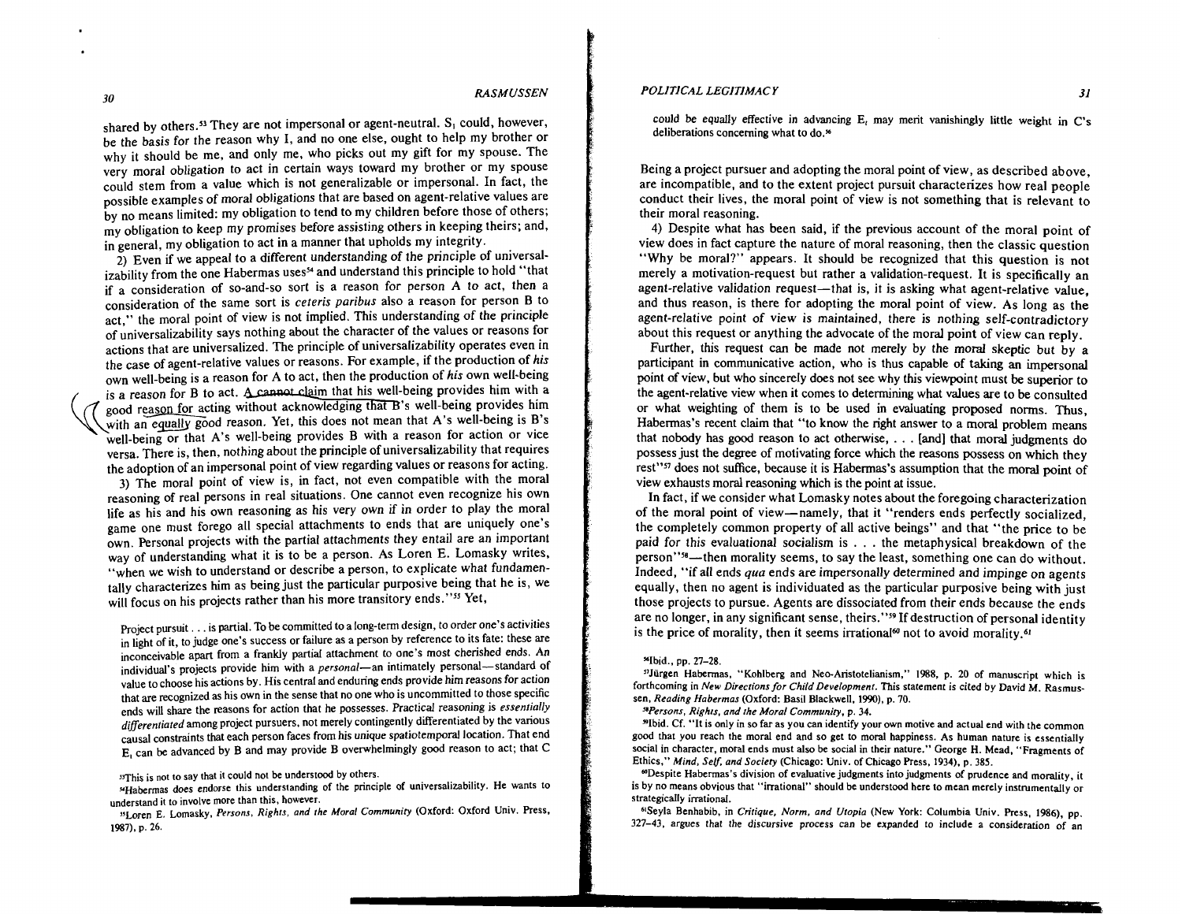shared by others.[53] They are not impersonal or agent-neutral. $S_1$ could, however, be the basis for the reason why I, and no one else, ought to help my brother or why it should be me, and only me, who picks out my gift for my spouse. The very moral obligation to act in certain ways toward my brother or my spouse could stem from a value which is not generalizable or impersonal. In fact, the possible examples of moral obligations that are based on agent-relative values are by no means limited: my obligation to tend to my children before those of others; my obligation to keep my promises before assisting others in keeping theirs; and, in general, my obligation to act in a manner that upholds my integrity.

2) Even if we appeal to a different understanding of the principle of universalizability from the one Habermas uses[54] and understand this principle to hold "that if a consideration of so-and-so sort is a reason for person A to act, then a consideration of the same sort is *ceteris paribus* also a reason for person B to act," the moral point of view is not implied. This understanding of the principle of universalizability says nothing about the character of the values or reasons for actions that are universalized. The principle of universalizability operates even in the case of agent-relative values or reasons. For example, if the production of *his* own well-being is a reason for A to act, then the production of *his* own well-being is a reason for B to act. A cannot claim that his well-being provides him with a good reason for acting without acknowledging that B's well-being provides him with an equally good reason. Yet, this does not mean that A's well-being is B's well-being or that A's well-being provides B with a reason for action or vice versa. There is, then, nothing about the principle of universalizability that requires the adoption of an impersonal point of view regarding values or reasons for acting.

3) The moral point of view is, in fact, not even compatible with the moral reasoning of real persons in real situations. One cannot even recognize his own life as his and his own reasoning as his very own if in order to play the moral game one must forego all special attachments to ends that are uniquely one's own. Personal projects with the partial attachments they entail are an important way of understanding what it is to be a person. As Loren E. Lomasky writes, "when we wish to understand or describe a person, to explicate what fundamentally characterizes him as being just the particular purposive being that he is, we will focus on his projects rather than his more transitory ends."[55] Yet,

> Project pursuit . . . is partial. To be committed to a long-term design, to order one's activities in light of it, to judge one's success or failure as a person by reference to its fate: these are inconceivable apart from a frankly partial attachment to one's most cherished ends. An individual's projects provide him with a *personal*—an intimately personal—standard of value to choose his actions by. His central and enduring ends provide him reasons for action that are recognized as his own in the sense that no one who is uncommitted to those specific ends will share the reasons for action that he possesses. Practical reasoning is *essentially differentiated* among project pursuers, not merely contingently differentiated by the various causal constraints that each person faces from his unique spatiotemporal location. That end $E_i$ can be advanced by B and may provide B overwhelmingly good reason to act; that C could be equally effective in advancing $E_i$ may merit vanishingly little weight in C's deliberations concerning what to do.[56]

Being a project pursuer and adopting the moral point of view, as described above, are incompatible, and to the extent project pursuit characterizes how real people conduct their lives, the moral point of view is not something that is relevant to their moral reasoning.

4) Despite what has been said, if the previous account of the moral point of view does in fact capture the nature of moral reasoning, then the classic question "Why be moral?" appears. It should be recognized that this question is not merely a motivation-request but rather a validation-request. It is specifically an agent-relative validation request—that is, it is asking what agent-relative value, and thus reason, is there for adopting the moral point of view. As long as the agent-relative point of view is maintained, there is nothing self-contradictory about this request or anything the advocate of the moral point of view can reply.

Further, this request can be made not merely by the moral skeptic but by a participant in communicative action, who is thus capable of taking an impersonal point of view, but who sincerely does not see why this viewpoint must be superior to the agent-relative view when it comes to determining what values are to be consulted or what weighting of them is to be used in evaluating proposed norms. Thus, Habermas's recent claim that "to know the right answer to a moral problem means that nobody has good reason to act otherwise, . . . [and] that moral judgments do possess just the degree of motivating force which the reasons possess on which they rest"[57] does not suffice, because it is Habermas's assumption that the moral point of view exhausts moral reasoning which is the point at issue.

In fact, if we consider what Lomasky notes about the foregoing characterization of the moral point of view—namely, that it "renders ends perfectly socialized, the completely common property of all active beings" and that "the price to be paid for this evaluational socialism is . . . the metaphysical breakdown of the person"[58]—then morality seems, to say the least, something one can do without. Indeed, "if *all* ends *qua* ends are impersonally determined and impinge on agents equally, then no agent is individuated as the particular purposive being with just those projects to pursue. Agents are dissociated from their ends because the ends are no longer, in any significant sense, theirs."[59] If destruction of personal identity is the price of morality, then it seems irrational[60] not to avoid morality.[61]

---

[53] This is not to say that it could not be understood by others.

[54] Habermas does endorse this understanding of the principle of universalizability. He wants to understand it to involve more than this, however.

[55] Loren E. Lomasky, *Persons, Rights, and the Moral Community* (Oxford: Oxford Univ. Press, 1987), p. 26.

[56] Ibid., pp. 27–28.

[57] Jürgen Habermas, "Kohlberg and Neo-Aristotelianism," 1988, p. 20 of manuscript which is forthcoming in *New Directions for Child Development*. This statement is cited by David M. Rasmussen, *Reading Habermas* (Oxford: Basil Blackwell, 1990), p. 70.

[58] *Persons, Rights, and the Moral Community*, p. 34.

[59] Ibid. Cf. "It is only in so far as you can identify your own motive and actual end with the common good that you reach the moral end and so get to moral happiness. As human nature is essentially social in character, moral ends must also be social in their nature." George H. Mead, "Fragments of Ethics," *Mind, Self, and Society* (Chicago: Univ. of Chicago Press, 1934), p. 385.

[60] Despite Habermas's division of evaluative judgments into judgments of prudence and morality, it is by no means obvious that "irrational" should be understood here to mean merely instrumentally or strategically irrational.

[61] Seyla Benhabib, in *Critique, Norm, and Utopia* (New York: Columbia Univ. Press, 1986), pp. 327–43, argues that the discursive process can be expanded to include a consideration of an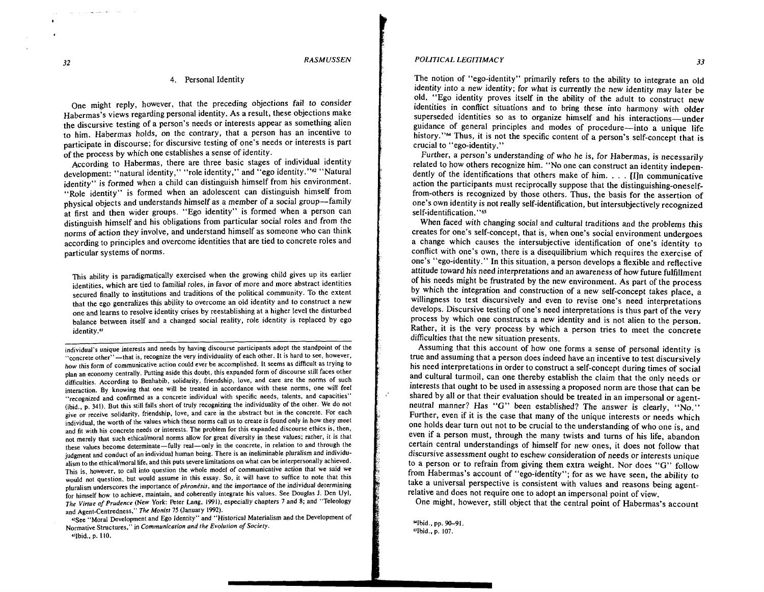### 4. Personal Identity

One might reply, however, that the preceding objections fail to consider Habermas's views regarding personal identity. As a result, these objections make the discursive testing of a person's needs or interests appear as something alien to him. Habermas holds, on the contrary, that a person has an incentive to participate in discourse; for discursive testing of one's needs or interests is part of the process by which one establishes a sense of identity.

According to Habermas, there are three basic stages of individual identity development: "natural identity," "role identity," and "ego identity."[62] "Natural identity" is formed when a child can distinguish himself from his environment. "Role identity" is formed when an adolescent can distinguish himself from physical objects and understands himself as a member of a social group—family at first and then wider groups. "Ego identity" is formed when a person can distinguish himself and his obligations from particular social roles and from the norms of action they involve, and understand himself as someone who can think according to principles and overcome identities that are tied to concrete roles and particular systems of norms.

> This ability is paradigmatically exercised when the growing child gives up its earlier identities, which are tied to familial roles, in favor of more and more abstract identities secured finally to institutions and traditions of the political community. To the extent that the ego generalizes this ability to overcome an old identity and to construct a new one and learns to resolve identity crises by reestablishing at a higher level the disturbed balance between itself and a changed social reality, role identity is replaced by ego identity.[63]

The notion of "ego-identity" primarily refers to the ability to integrate an old identity into a new identity; for what is currently the new identity may later be old. "Ego identity proves itself in the ability of the adult to construct new identities in conflict situations and to bring these into harmony with older superseded identities so as to organize himself and his interactions—under guidance of general principles and modes of procedure—into a unique life history."[64] Thus, it is not the specific content of a person's self-concept that is crucial to "ego-identity."

Further, a person's understanding of who he is, for Habermas, is necessarily related to how others recognize him. "No one can construct an identity independently of the identifications that others make of him. . . . [I]n communicative action the participants must reciprocally suppose that the distinguishing-oneself-from-others is recognized by those others. Thus, the basis for the assertion of one's own identity is not really self-identification, but intersubjectively recognized self-identification."[65]

When faced with changing social and cultural traditions and the problems this creates for one's self-concept, that is, when one's social environment undergoes a change which causes the intersubjective identification of one's identity to conflict with one's own, there is a disequilibrium which requires the exercise of one's "ego-identity." In this situation, a person develops a flexible and reflective attitude toward his need interpretations and an awareness of how future fulfillment of his needs might be frustrated by the new environment. As part of the process by which the integration and construction of a new self-concept takes place, a willingness to test discursively and even to revise one's need interpretations develops. Discursive testing of one's need interpretations is thus part of the very process by which one constructs a new identity and is not alien to the person. Rather, it is the very process by which a person tries to meet the concrete difficulties that the new situation presents.

Assuming that this account of how one forms a sense of personal identity is true and assuming that a person does indeed have an incentive to test discursively his need interpretations in order to construct a self-concept during times of social and cultural turmoil, can one thereby establish the claim that the only needs or interests that ought to be used in assessing a proposed norm are those that can be shared by all or that their evaluation should be treated in an impersonal or agent-neutral manner? Has "G" been established? The answer is clearly, "No." Further, even if it is the case that many of the unique interests or needs which one holds dear turn out not to be crucial to the understanding of who one is, and even if a person must, through the many twists and turns of his life, abandon certain central understandings of himself for new ones, it does not follow that discursive assessment ought to eschew consideration of needs or interests unique to a person or to refrain from giving them extra weight. Nor does "G" follow from Habermas's account of "ego-identity"; for as we have seen, the ability to take a universal perspective is consistent with values and reasons being agent-relative and does not require one to adopt an impersonal point of view.

One might, however, still object that the central point of Habermas's account

---

individual's unique interests and needs by having discourse participants adopt the standpoint of the "concrete other"—that is, recognize the very individuality of each other. It is hard to see, however, how this form of communicative action could ever be accomplished. It seems as difficult as trying to plan an economy centrally. Putting aside this doubt, this expanded form of discourse still faces other difficulties. According to Benhabib, solidarity, friendship, love, and care are the norms of such interaction. By knowing that one will be treated in accordance with these norms, one will feel "recognized and confirmed as a concrete individual with specific needs, talents, and capacities" (ibid., p. 341). But this still falls short of truly recognizing the individuality of the other. We do not give or receive solidarity, friendship, love, and care in the abstract but in the concrete. For each individual, the worth of the values which these norms call us to create is found only in how they meet and fit with his concrete needs or interests. The problem for this expanded discourse ethics is, then, not merely that such ethical/moral norms allow for great diversity in these values; rather, it is that these values become determinate—fully real—only in the concrete, in relation to and through the judgment and conduct of an individual human being. There is an ineliminable pluralism and individualism to the ethical/moral life, and this puts severe limitations on what can be interpersonally achieved. This is, however, to call into question the whole model of communicative action that we said we would not question, but would assume in this essay. So, it will have to suffice to note that this pluralism underscores the importance of *phronēsis*, and the importance of the individual determining for himself how to achieve, maintain, and coherently integrate his values. See Douglas J. Den Uyl, *The Virtue of Prudence* (New York: Peter Lang, 1991), especially chapters 7 and 8; and "Teleology and Agent-Centredness," *The Monist* 75 (January 1992).

[62] See "Moral Development and Ego Identity" and "Historical Materialism and the Development of Normative Structures," in *Communication and the Evolution of Society*.

[63] Ibid., p. 110.

[64] Ibid., pp. 90–91.

[65] Ibid., p. 107.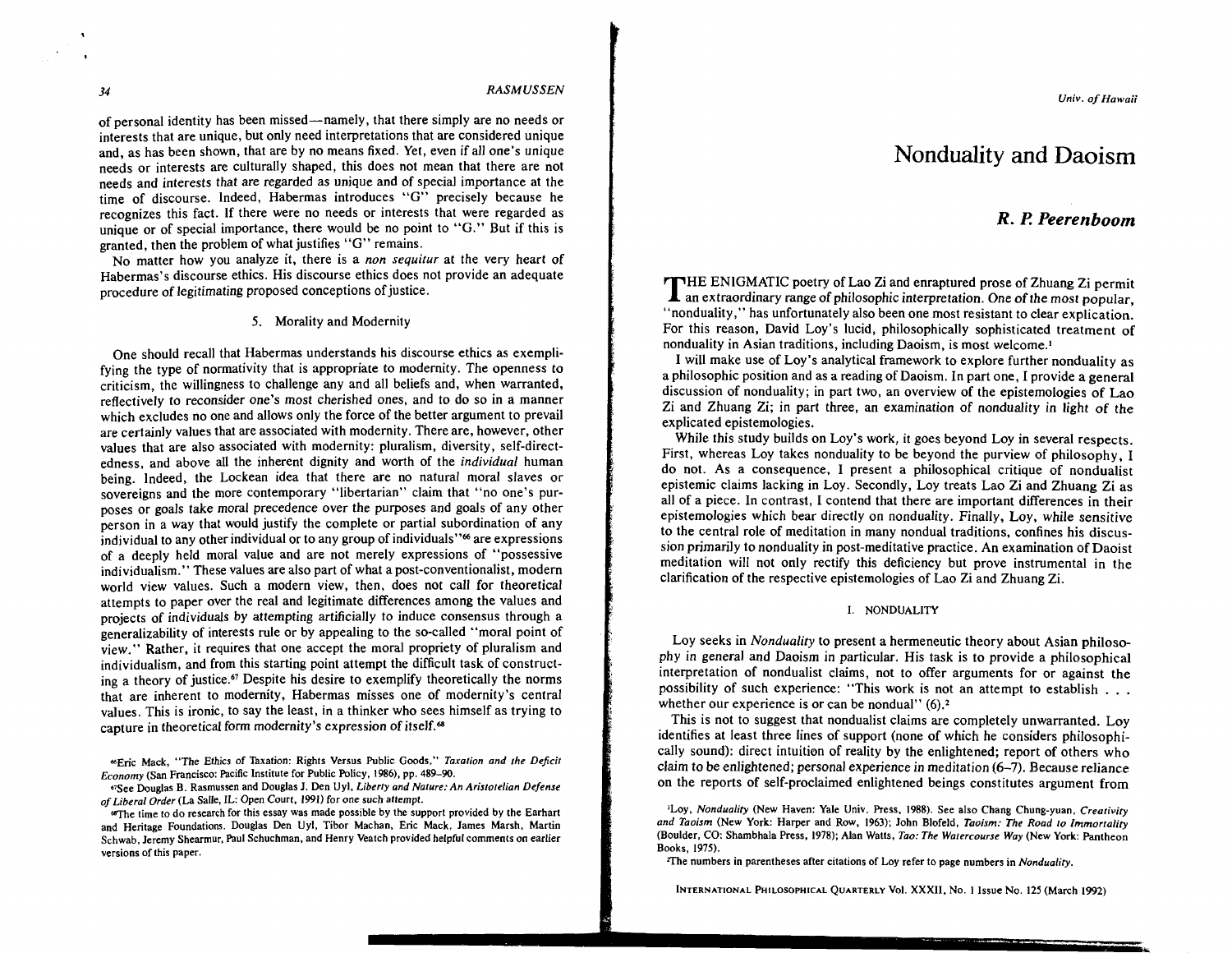of personal identity has been missed—namely, that there simply are no needs or interests that are unique, but only need interpretations that are considered unique and, as has been shown, that are by no means fixed. Yet, even if all one's unique needs or interests are culturally shaped, this does not mean that there are not needs and interests that are regarded as unique and of special importance at the time of discourse. Indeed, Habermas introduces "G" precisely because he recognizes this fact. If there were no needs or interests that were regarded as unique or of special importance, there would be no point to "G." But if this is granted, then the problem of what justifies "G" remains.

No matter how you analyze it, there is a *non sequitur* at the very heart of Habermas's discourse ethics. His discourse ethics does not provide an adequate procedure of legitimating proposed conceptions of justice.

### 5. Morality and Modernity

One should recall that Habermas understands his discourse ethics as exemplifying the type of normativity that is appropriate to modernity. The openness to criticism, the willingness to challenge any and all beliefs and, when warranted, reflectively to reconsider one's most cherished ones, and to do so in a manner which excludes no one and allows only the force of the better argument to prevail are certainly values that are associated with modernity. There are, however, other values that are also associated with modernity: pluralism, diversity, self-directedness, and above all the inherent dignity and worth of the *individual* human being. Indeed, the Lockean idea that there are no natural moral slaves or sovereigns and the more contemporary "libertarian" claim that "no one's purposes or goals take moral precedence over the purposes and goals of any other person in a way that would justify the complete or partial subordination of any individual to any other individual or to any group of individuals"[66] are expressions of a deeply held moral value and are not merely expressions of "possessive individualism." These values are also part of what a post-conventionalist, modern world view values. Such a modern view, then, does not call for theoretical attempts to paper over the real and legitimate differences among the values and projects of individuals by attempting artificially to induce consensus through a generalizability of interests rule or by appealing to the so-called "moral point of view." Rather, it requires that one accept the moral propriety of pluralism and individualism, and from this starting point attempt the difficult task of constructing a theory of justice.[67] Despite his desire to exemplify theoretically the norms that are inherent to modernity, Habermas misses one of modernity's central values. This is ironic, to say the least, in a thinker who sees himself as trying to capture in theoretical form modernity's expression of itself.[68]

[66] Eric Mack, "The Ethics of Taxation: Rights Versus Public Goods," *Taxation and the Deficit Economy* (San Francisco: Pacific Institute for Public Policy, 1986), pp. 489–90.

[67] See Douglas B. Rasmussen and Douglas J. Den Uyl, *Liberty and Nature: An Aristotelian Defense of Liberal Order* (La Salle, IL: Open Court, 1991) for one such attempt.

[68] The time to do research for this essay was made possible by the support provided by the Earhart and Heritage Foundations. Douglas Den Uyl, Tibor Machan, Eric Mack, James Marsh, Martin Schwab, Jeremy Shearmur, Paul Schuchman, and Henry Veatch provided helpful comments on earlier versions of this paper.

Univ. of Hawaii

# Nonduality and Daoism

## *R. P. Peerenboom*

THE ENIGMATIC poetry of Lao Zi and enraptured prose of Zhuang Zi permit an extraordinary range of philosophic interpretation. One of the most popular, "nonduality," has unfortunately also been one most resistant to clear explication. For this reason, David Loy's lucid, philosophically sophisticated treatment of nonduality in Asian traditions, including Daoism, is most welcome.[1]

I will make use of Loy's analytical framework to explore further nonduality as a philosophic position and as a reading of Daoism. In part one, I provide a general discussion of nonduality; in part two, an overview of the epistemologies of Lao Zi and Zhuang Zi; in part three, an examination of nonduality in light of the explicated epistemologies.

While this study builds on Loy's work, it goes beyond Loy in several respects. First, whereas Loy takes nonduality to be beyond the purview of philosophy, I do not. As a consequence, I present a philosophical critique of nondualist epistemic claims lacking in Loy. Secondly, Loy treats Lao Zi and Zhuang Zi as all of a piece. In contrast, I contend that there are important differences in their epistemologies which bear directly on nonduality. Finally, Loy, while sensitive to the central role of meditation in many nondual traditions, confines his discussion primarily to nonduality in post-meditative practice. An examination of Daoist meditation will not only rectify this deficiency but prove instrumental in the clarification of the respective epistemologies of Lao Zi and Zhuang Zi.

### I. NONDUALITY

Loy seeks in *Nonduality* to present a hermeneutic theory about Asian philosophy in general and Daoism in particular. His task is to provide a philosophical interpretation of nondualist claims, not to offer arguments for or against the possibility of such experience: "This work is not an attempt to establish . . . whether our experience is or can be nondual" (6).[2]

This is not to suggest that nondualist claims are completely unwarranted. Loy identifies at least three lines of support (none of which he considers philosophically sound): direct intuition of reality by the enlightened; report of others who claim to be enlightened; personal experience in meditation (6–7). Because reliance on the reports of self-proclaimed enlightened beings constitutes argument from

[1] Loy, *Nonduality* (New Haven: Yale Univ. Press, 1988). See also Chang Chung-yuan, *Creativity and Taoism* (New York: Harper and Row, 1963); John Blofeld, *Taoism: The Road to Immortality* (Boulder, CO: Shambhala Press, 1978); Alan Watts, *Tao: The Watercourse Way* (New York: Pantheon Books, 1975).

[2] The numbers in parentheses after citations of Loy refer to page numbers in *Nonduality*.